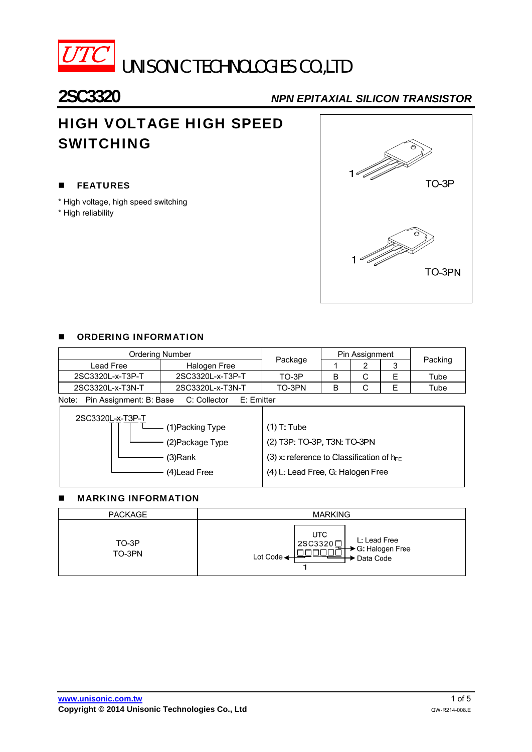UTC UNISONIC TECHNOLOGIES CO.,LTD

# 2SC3320

*NPN EPITAXIAL SILICON TRANSISTOR*

## HIGH VOLTAGE HIGH SPEED SWITCHING

### FEATURES

* High voltage, high speed switching
* High reliability

TO-3P

TO-3PN

### ORDERING INFORMATION

| Ordering Number | | Package | Pin Assignment | | | Packing |
|---|---|---|---|---|---|---|
| Lead Free | Halogen Free | | 1 | 2 | 3 | |
| 2SC3320L-x-T3P-T | 2SC3320L-x-T3P-T | TO-3P | B | C | E | Tube |
| 2SC3320L-x-T3N-T | 2SC3320L-x-T3N-T | TO-3PN | B | C | E | Tube |

Note: Pin Assignment: B: Base C: Collector E: Emitter

2SC3320L-x-T3P-T

| | |
|---|---|
| (1)Packing Type | (1) T: Tube |
| (2)Package Type | (2) T3P: TO-3P, T3N: TO-3PN |
| (3)Rank | (3) x: reference to Classification of $h_{FE}$ |
| (4)Lead Free | (4) L: Lead Free, G: Halogen Free |

### MARKING INFORMATION

| PACKAGE | MARKING |
|---|---|
| TO-3P<br>TO-3PN | UTC<br>2SC3320□<br>L: Lead Free<br>G: Halogen Free<br>Lot Code<br>Data Code<br>1 |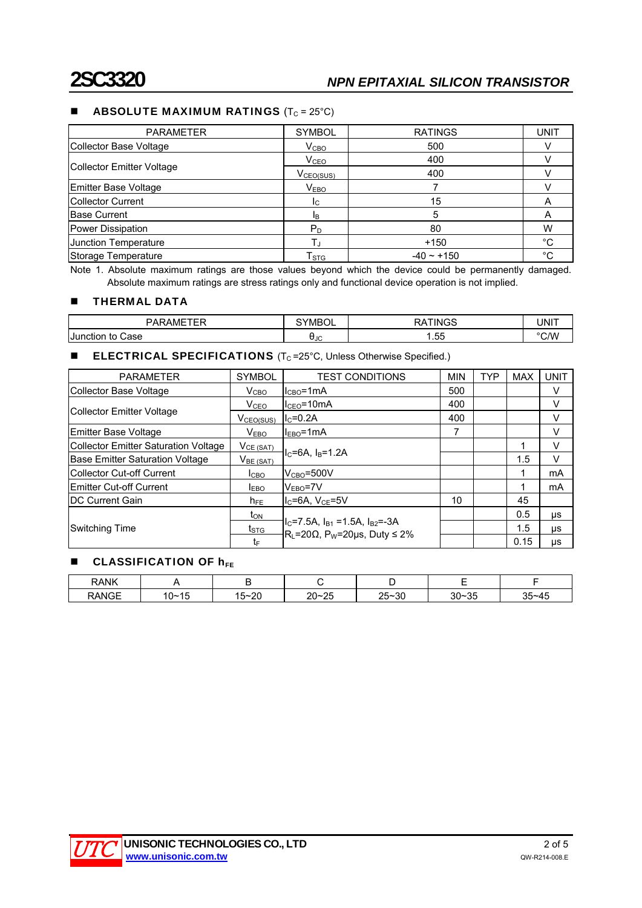**2SC3320** — *NPN EPITAXIAL SILICON TRANSISTOR*

## ■ ABSOLUTE MAXIMUM RATINGS ($T_C$ = 25°C)

| PARAMETER | SYMBOL | RATINGS | UNIT |
|---|---|---|---|
| Collector Base Voltage | $V_{CBO}$ | 500 | V |
| Collector Emitter Voltage | $V_{CEO}$ | 400 | V |
| | $V_{CEO(SUS)}$ | 400 | V |
| Emitter Base Voltage | $V_{EBO}$ | 7 | V |
| Collector Current | $I_C$ | 15 | A |
| Base Current | $I_B$ | 5 | A |
| Power Dissipation | $P_D$ | 80 | W |
| Junction Temperature | $T_J$ | +150 | °C |
| Storage Temperature | $T_{STG}$ | -40 ~ +150 | °C |

Note 1. Absolute maximum ratings are those values beyond which the device could be permanently damaged. Absolute maximum ratings are stress ratings only and functional device operation is not implied.

## ■ THERMAL DATA

| PARAMETER | SYMBOL | RATINGS | UNIT |
|---|---|---|---|
| Junction to Case | $\theta_{JC}$ | 1.55 | °C/W |

## ■ ELECTRICAL SPECIFICATIONS ($T_C$ =25°C, Unless Otherwise Specified.)

| PARAMETER | SYMBOL | TEST CONDITIONS | MIN | TYP | MAX | UNIT |
|---|---|---|---|---|---|---|
| Collector Base Voltage | $V_{CBO}$ | $I_{CBO}$=1mA | 500 | | | V |
| Collector Emitter Voltage | $V_{CEO}$ | $I_{CEO}$=10mA | 400 | | | V |
| | $V_{CEO(SUS)}$ | $I_C$=0.2A | 400 | | | V |
| Emitter Base Voltage | $V_{EBO}$ | $I_{EBO}$=1mA | 7 | | | V |
| Collector Emitter Saturation Voltage | $V_{CE(SAT)}$ | $I_C$=6A, $I_B$=1.2A | | | 1 | V |
| Base Emitter Saturation Voltage | $V_{BE(SAT)}$ | | | | 1.5 | V |
| Collector Cut-off Current | $I_{CBO}$ | $V_{CBO}$=500V | | | 1 | mA |
| Emitter Cut-off Current | $I_{EBO}$ | $V_{EBO}$=7V | | | 1 | mA |
| DC Current Gain | $h_{FE}$ | $I_C$=6A, $V_{CE}$=5V | 10 | | 45 | |
| Switching Time | $t_{ON}$ | $I_C$=7.5A, $I_{B1}$ =1.5A, $I_{B2}$=-3A $R_L$=20Ω, $P_W$=20μs, Duty ≤ 2% | | | 0.5 | μs |
| | $t_{STG}$ | | | | 1.5 | μs |
| | $t_F$ | | | | 0.15 | μs |

## ■ CLASSIFICATION OF $h_{FE}$

| RANK | A | B | C | D | E | F |
|---|---|---|---|---|---|---|
| RANGE | 10~15 | 15~20 | 20~25 | 25~30 | 30~35 | 35~45 |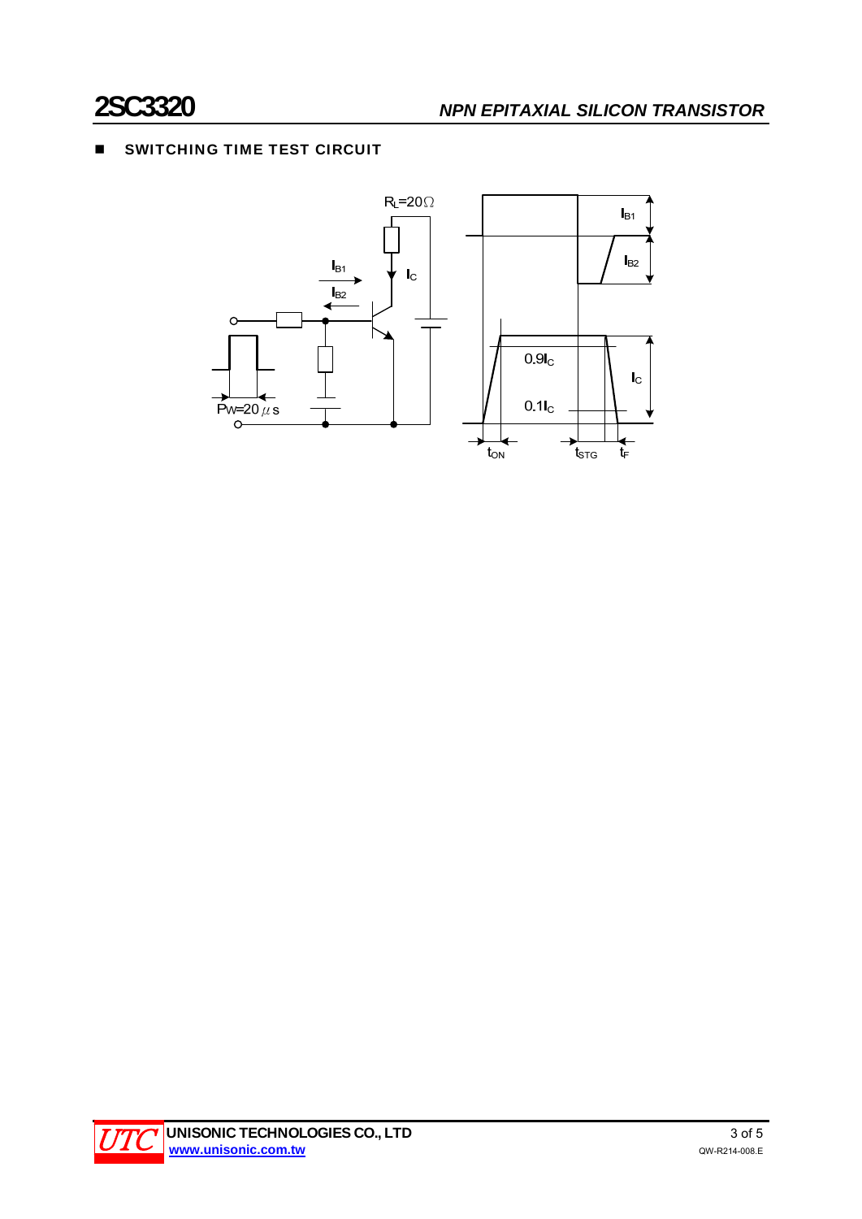## SWITCHING TIME TEST CIRCUIT

$R_L$=20Ω

$I_{B1}$

$I_{B2}$

$I_C$

Pw=20 μs

$0.9I_C$

$0.1I_C$

$t_{ON}$ $t_{STG}$ $t_F$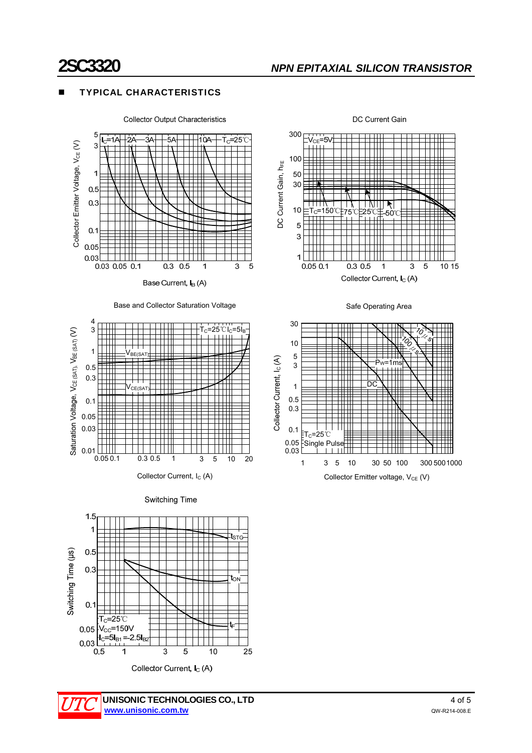## TYPICAL CHARACTERISTICS

Collector Output Characteristics

Collector Emitter Voltage, $V_{CE}$ (V)

$I_C$=1A 2A 3A 5A 10A $T_C$=25℃

Base Current, $I_B$ (A)

DC Current Gain

DC Current Gain, $h_{FE}$

$V_{CE}$=5V

$T_C$=150℃ 75℃ 25℃ -50℃

Collector Current, $I_C$ (A)

Base and Collector Saturation Voltage

Saturation Voltage, $V_{CE(SAT)}$, $V_{BE(SAT)}$ (V)

$T_C$=25℃ $I_C$=5$I_B$

$V_{BE(SAT)}$

$V_{CE(SAT)}$

Collector Current, $I_C$ (A)

Safe Operating Area

Collector Current, $I_C$ (A)

10 μs

100 μs

Pw=1ms

DC

$T_C$=25℃

Single Pulse

Collector Emitter voltage, $V_{CE}$ (V)

Switching Time

Switching Time (μs)

$t_{STG}$

$t_{ON}$

$t_F$

$T_C$=25℃

$V_{CC}$=150V

$I_C$=5$I_{B1}$=-2.5$I_{B2}$

Collector Current, $I_C$ (A)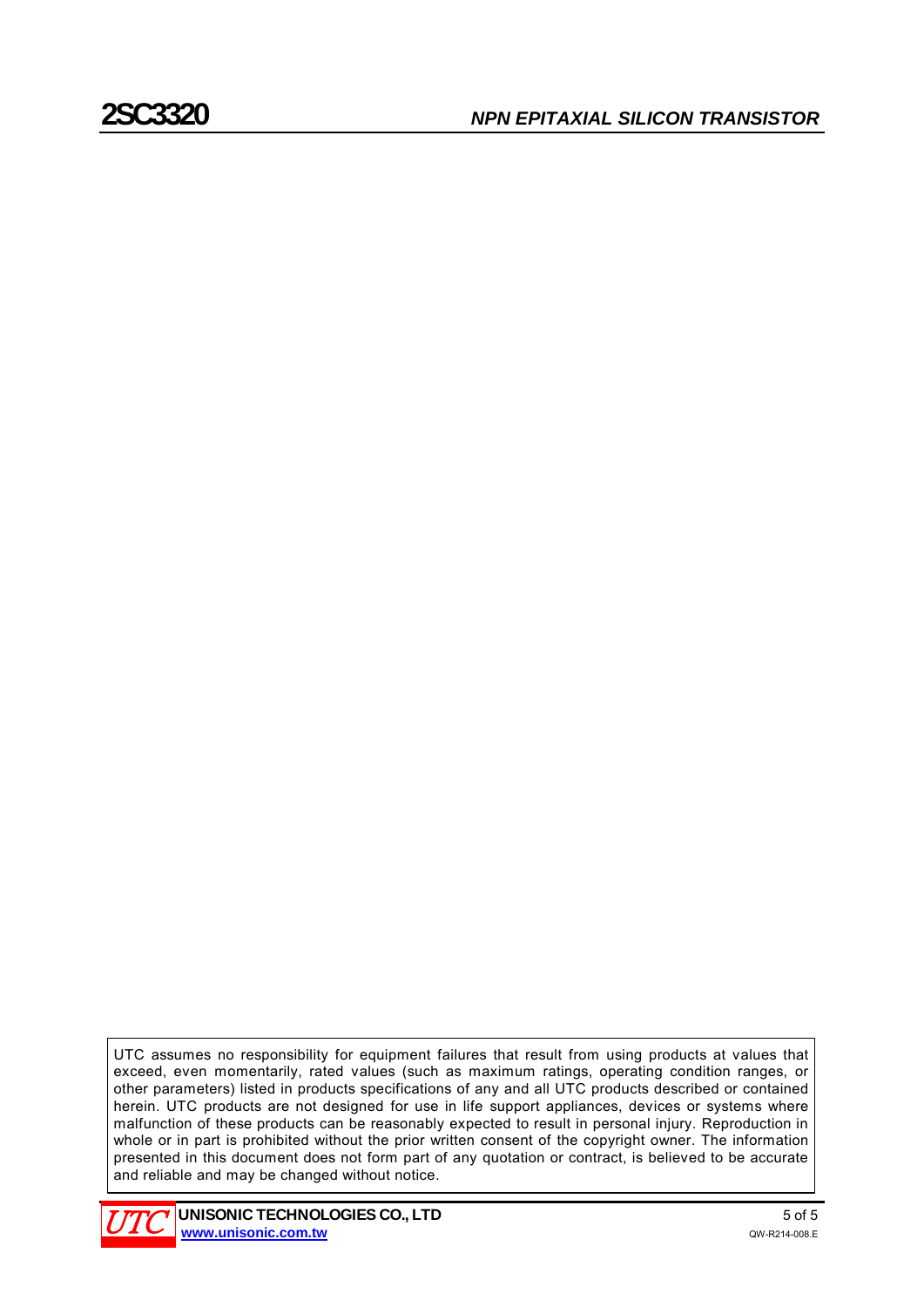UTC assumes no responsibility for equipment failures that result from using products at values that exceed, even momentarily, rated values (such as maximum ratings, operating condition ranges, or other parameters) listed in products specifications of any and all UTC products described or contained herein. UTC products are not designed for use in life support appliances, devices or systems where malfunction of these products can be reasonably expected to result in personal injury. Reproduction in whole or in part is prohibited without the prior written consent of the copyright owner. The information presented in this document does not form part of any quotation or contract, is believed to be accurate and reliable and may be changed without notice.